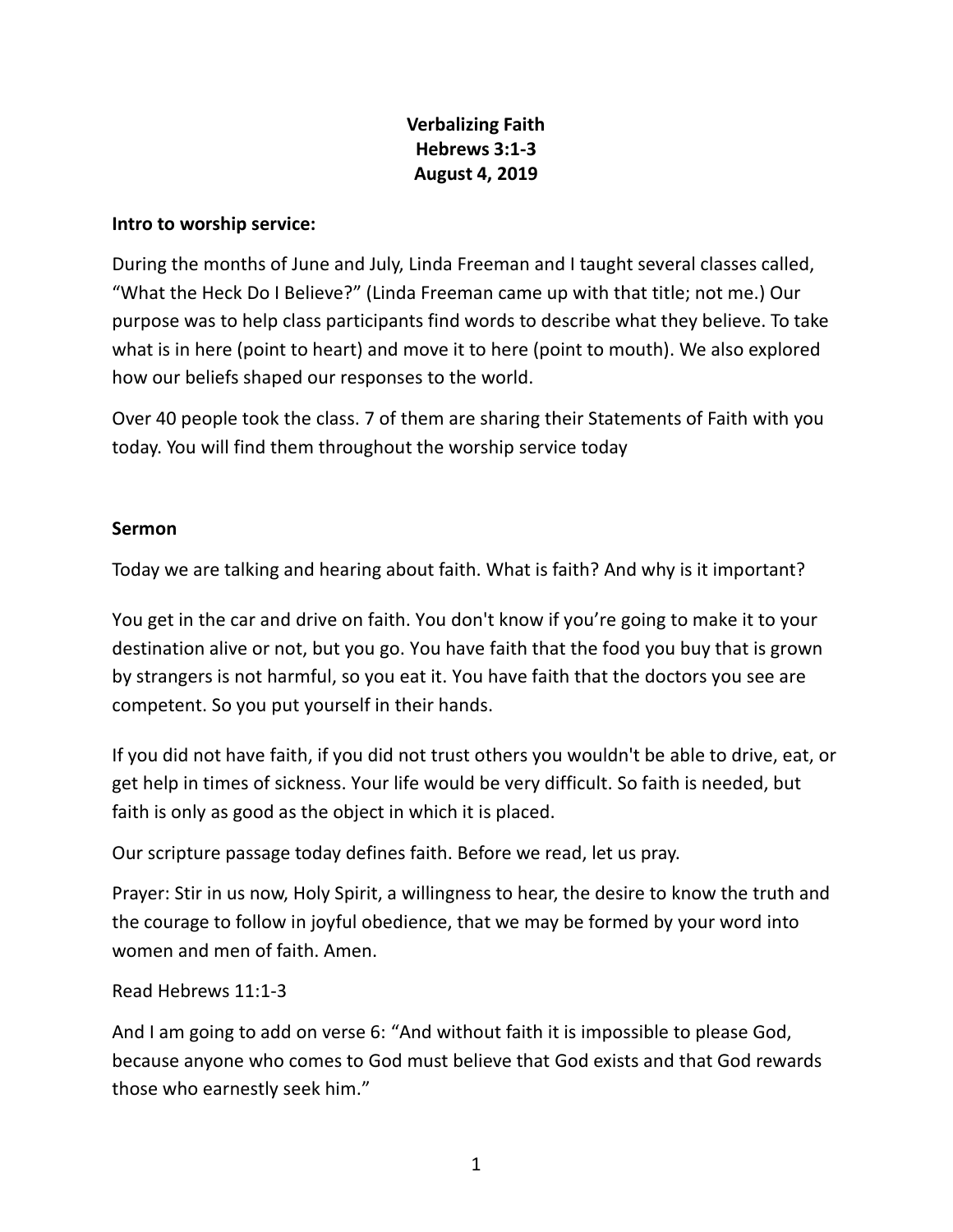**Verbalizing Faith**
**Hebrews 3:1-3**
**August 4, 2019**

**Intro to worship service:**

During the months of June and July, Linda Freeman and I taught several classes called, "What the Heck Do I Believe?" (Linda Freeman came up with that title; not me.) Our purpose was to help class participants find words to describe what they believe. To take what is in here (point to heart) and move it to here (point to mouth). We also explored how our beliefs shaped our responses to the world.

Over 40 people took the class. 7 of them are sharing their Statements of Faith with you today. You will find them throughout the worship service today

**Sermon**

Today we are talking and hearing about faith. What is faith? And why is it important?

You get in the car and drive on faith. You don't know if you're going to make it to your destination alive or not, but you go. You have faith that the food you buy that is grown by strangers is not harmful, so you eat it. You have faith that the doctors you see are competent. So you put yourself in their hands.

If you did not have faith, if you did not trust others you wouldn't be able to drive, eat, or get help in times of sickness. Your life would be very difficult. So faith is needed, but faith is only as good as the object in which it is placed.

Our scripture passage today defines faith. Before we read, let us pray.

Prayer: Stir in us now, Holy Spirit, a willingness to hear, the desire to know the truth and the courage to follow in joyful obedience, that we may be formed by your word into women and men of faith. Amen.

Read Hebrews 11:1-3

And I am going to add on verse 6: "And without faith it is impossible to please God, because anyone who comes to God must believe that God exists and that God rewards those who earnestly seek him."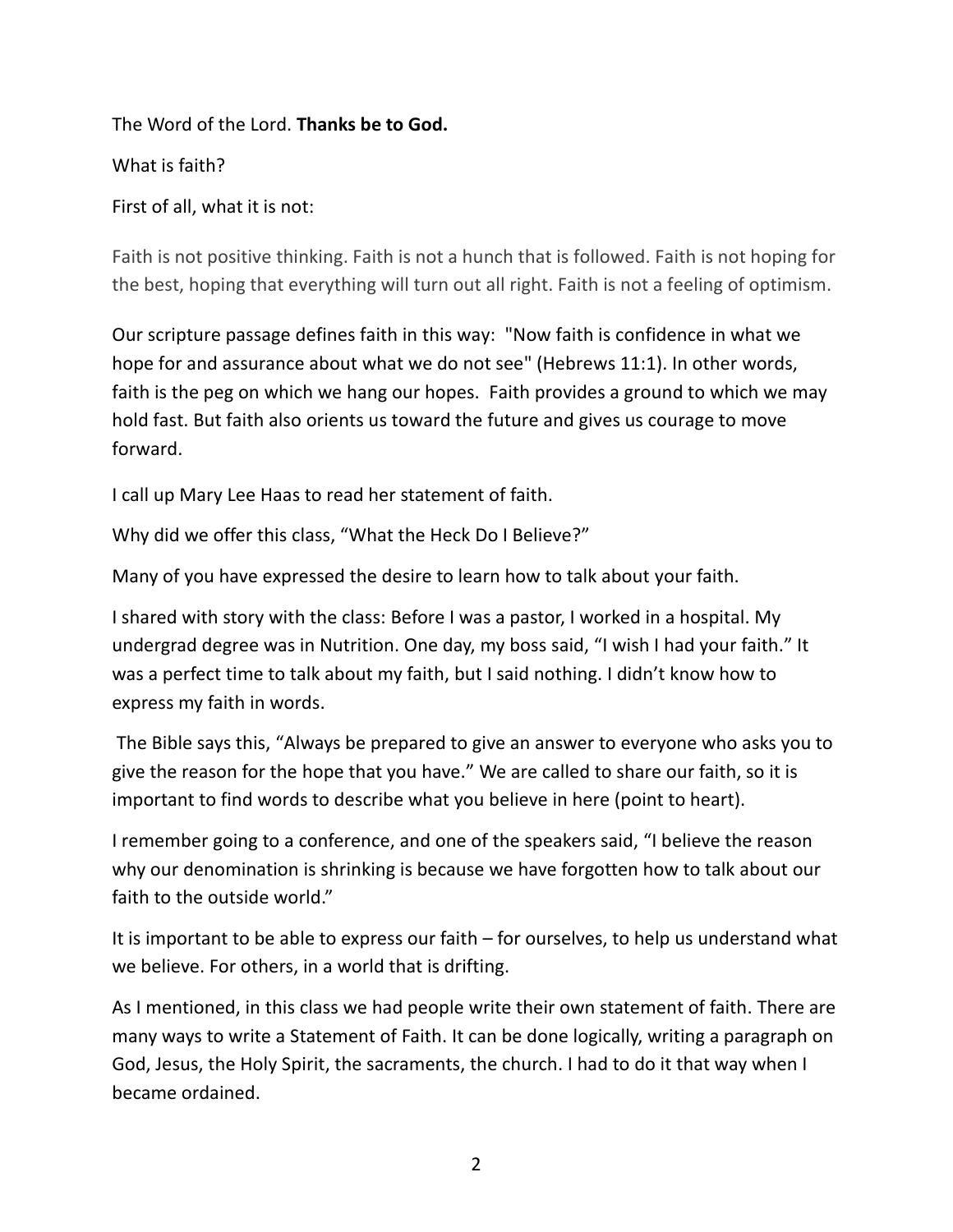The Word of the Lord. **Thanks be to God.**

What is faith?

First of all, what it is not:

Faith is not positive thinking. Faith is not a hunch that is followed. Faith is not hoping for the best, hoping that everything will turn out all right. Faith is not a feeling of optimism.

Our scripture passage defines faith in this way: "Now faith is confidence in what we hope for and assurance about what we do not see" (Hebrews 11:1). In other words, faith is the peg on which we hang our hopes. Faith provides a ground to which we may hold fast. But faith also orients us toward the future and gives us courage to move forward.

I call up Mary Lee Haas to read her statement of faith.

Why did we offer this class, "What the Heck Do I Believe?"

Many of you have expressed the desire to learn how to talk about your faith.

I shared with story with the class: Before I was a pastor, I worked in a hospital. My undergrad degree was in Nutrition. One day, my boss said, "I wish I had your faith." It was a perfect time to talk about my faith, but I said nothing. I didn't know how to express my faith in words.

The Bible says this, "Always be prepared to give an answer to everyone who asks you to give the reason for the hope that you have." We are called to share our faith, so it is important to find words to describe what you believe in here (point to heart).

I remember going to a conference, and one of the speakers said, "I believe the reason why our denomination is shrinking is because we have forgotten how to talk about our faith to the outside world."

It is important to be able to express our faith – for ourselves, to help us understand what we believe. For others, in a world that is drifting.

As I mentioned, in this class we had people write their own statement of faith. There are many ways to write a Statement of Faith. It can be done logically, writing a paragraph on God, Jesus, the Holy Spirit, the sacraments, the church. I had to do it that way when I became ordained.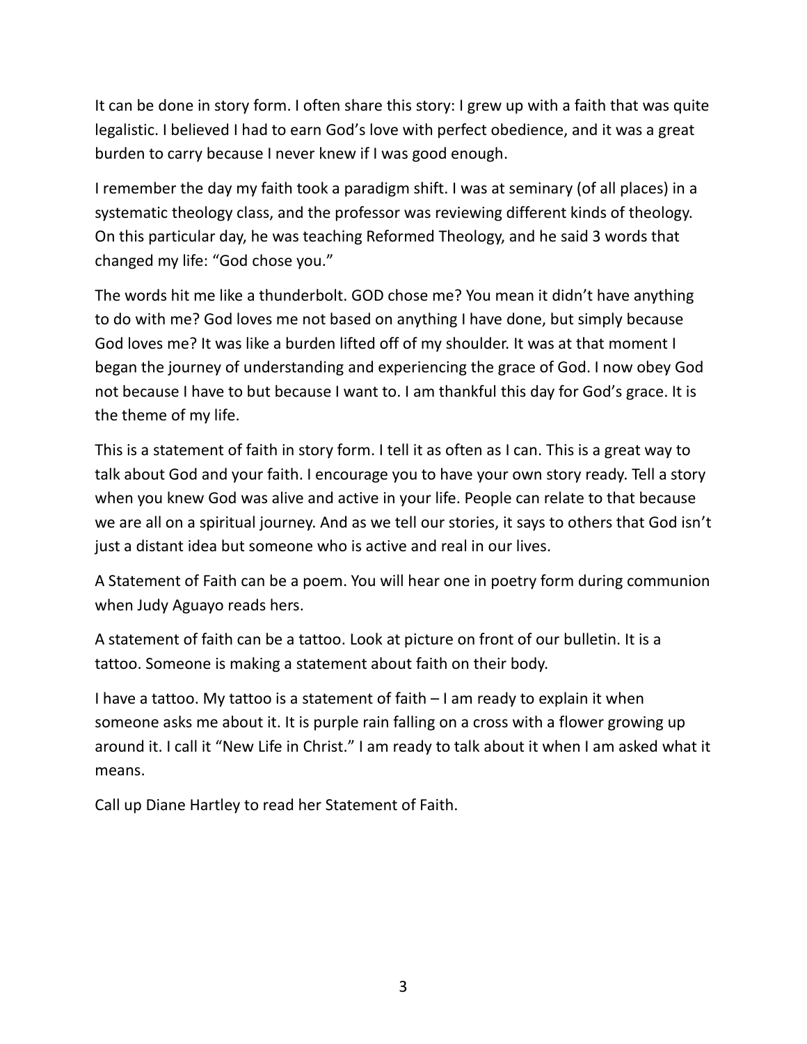It can be done in story form. I often share this story: I grew up with a faith that was quite legalistic. I believed I had to earn God's love with perfect obedience, and it was a great burden to carry because I never knew if I was good enough.

I remember the day my faith took a paradigm shift. I was at seminary (of all places) in a systematic theology class, and the professor was reviewing different kinds of theology. On this particular day, he was teaching Reformed Theology, and he said 3 words that changed my life: "God chose you."

The words hit me like a thunderbolt. GOD chose me? You mean it didn't have anything to do with me? God loves me not based on anything I have done, but simply because God loves me? It was like a burden lifted off of my shoulder. It was at that moment I began the journey of understanding and experiencing the grace of God. I now obey God not because I have to but because I want to. I am thankful this day for God's grace. It is the theme of my life.

This is a statement of faith in story form. I tell it as often as I can. This is a great way to talk about God and your faith. I encourage you to have your own story ready. Tell a story when you knew God was alive and active in your life. People can relate to that because we are all on a spiritual journey. And as we tell our stories, it says to others that God isn't just a distant idea but someone who is active and real in our lives.

A Statement of Faith can be a poem. You will hear one in poetry form during communion when Judy Aguayo reads hers.

A statement of faith can be a tattoo. Look at picture on front of our bulletin. It is a tattoo. Someone is making a statement about faith on their body.

I have a tattoo. My tattoo is a statement of faith – I am ready to explain it when someone asks me about it. It is purple rain falling on a cross with a flower growing up around it. I call it "New Life in Christ." I am ready to talk about it when I am asked what it means.

Call up Diane Hartley to read her Statement of Faith.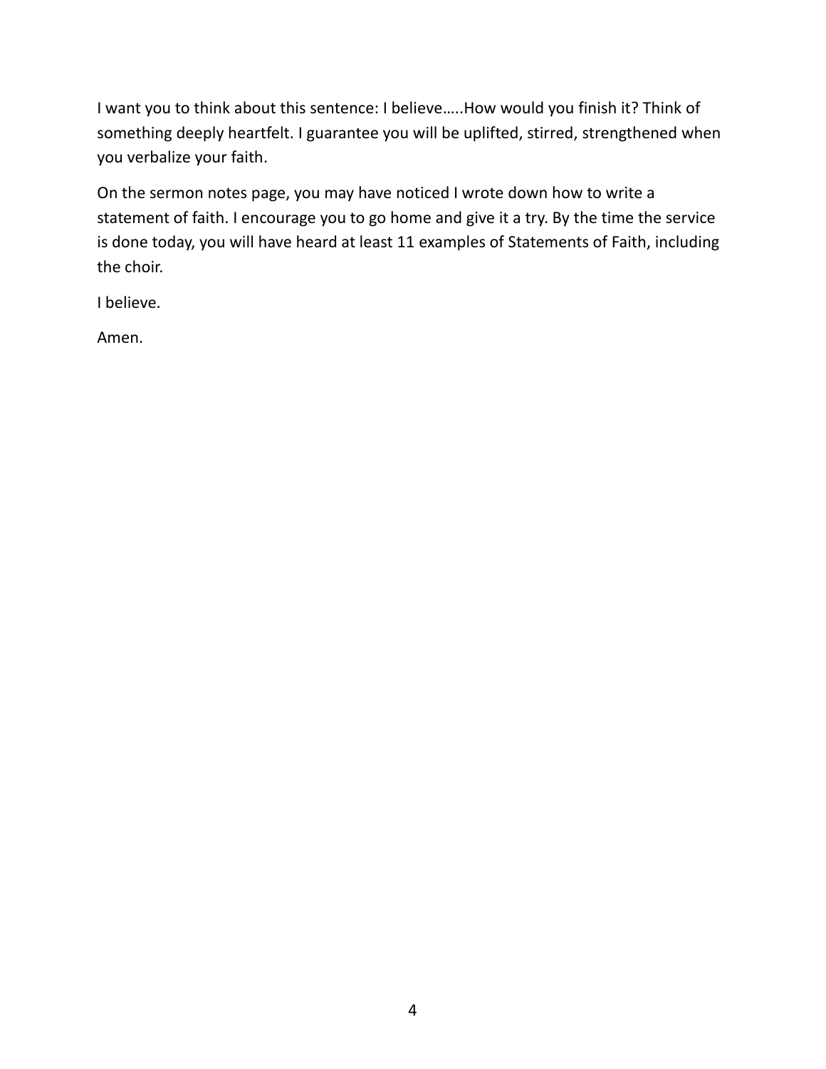I want you to think about this sentence: I believe…..How would you finish it? Think of something deeply heartfelt. I guarantee you will be uplifted, stirred, strengthened when you verbalize your faith.

On the sermon notes page, you may have noticed I wrote down how to write a statement of faith. I encourage you to go home and give it a try. By the time the service is done today, you will have heard at least 11 examples of Statements of Faith, including the choir.

I believe.

Amen.